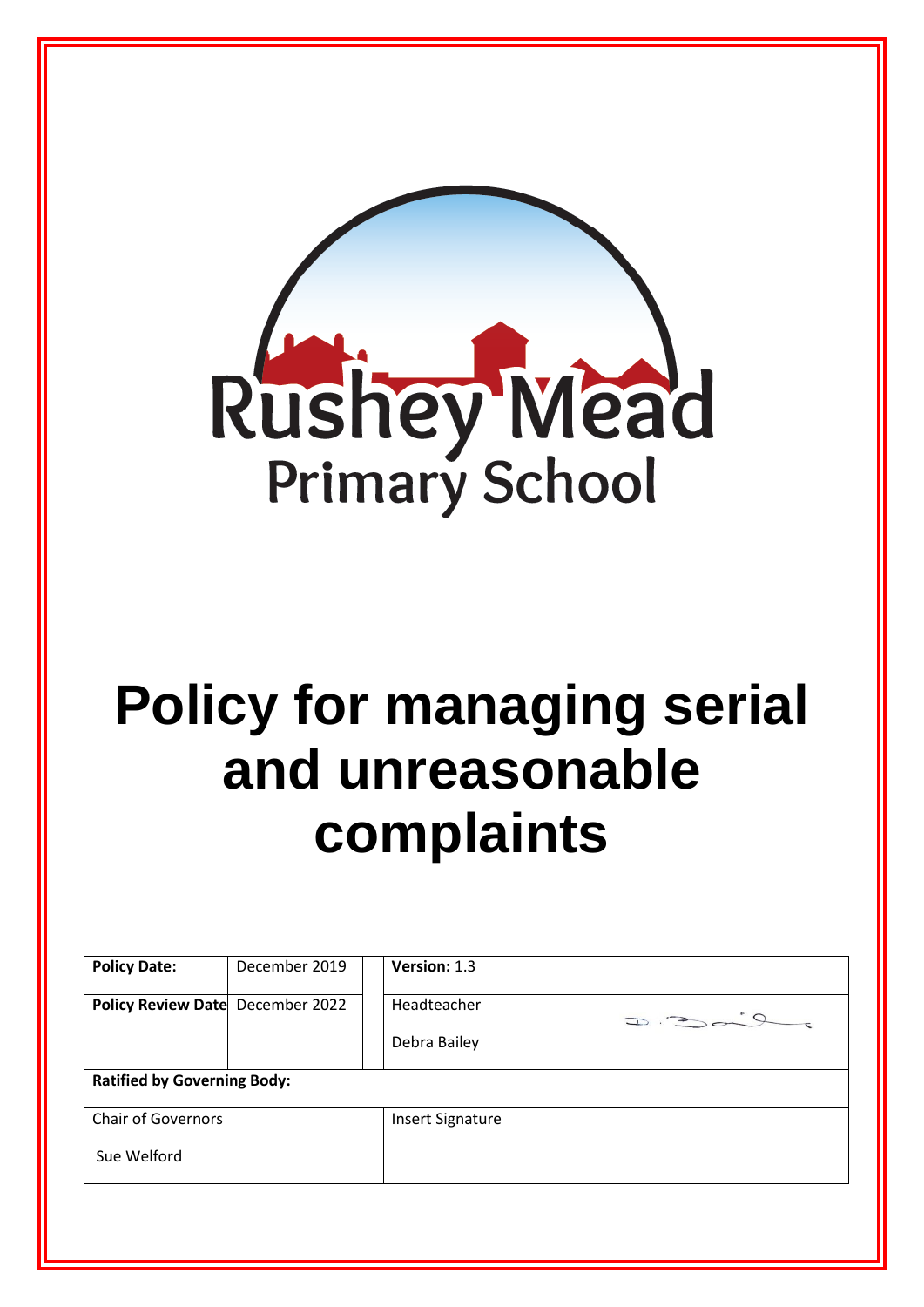Rushey Mead
Primary School

# Policy for managing serial and unreasonable complaints

| Policy Date: | December 2019 | Version: 1.3 | |
|---|---|---|---|
| Policy Review Date | December 2022 | Headteacher<br>Debra Bailey | |
| **Ratified by Governing Body:** | | | |
| Chair of Governors<br>Sue Welford | | Insert Signature | |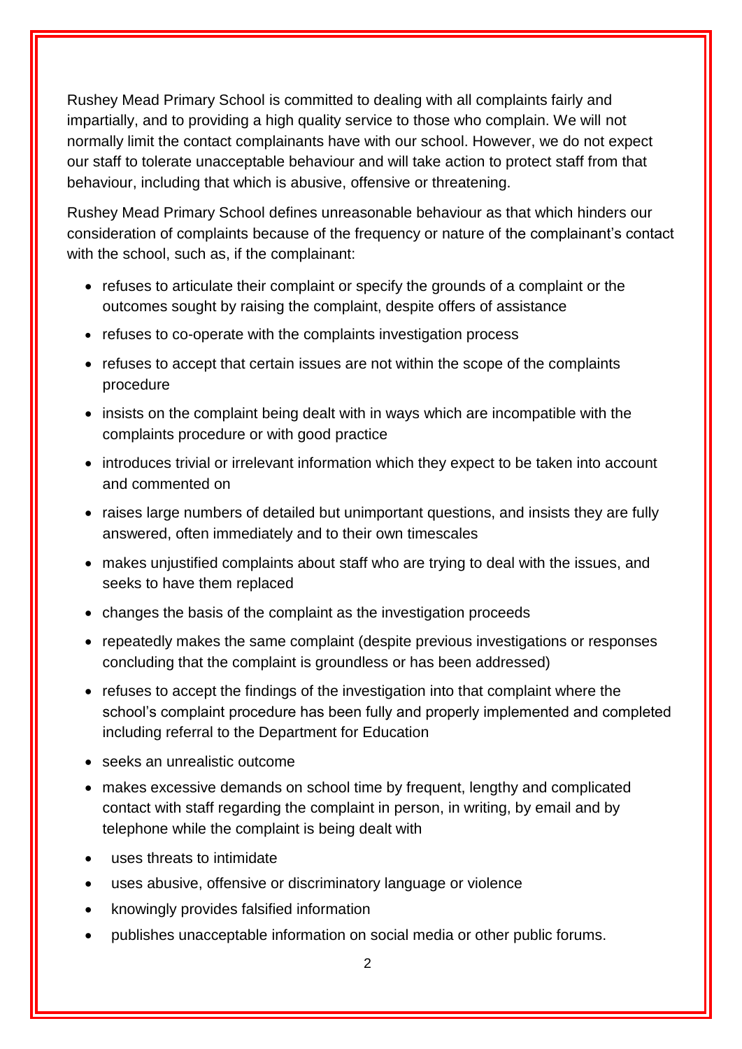Rushey Mead Primary School is committed to dealing with all complaints fairly and impartially, and to providing a high quality service to those who complain. We will not normally limit the contact complainants have with our school. However, we do not expect our staff to tolerate unacceptable behaviour and will take action to protect staff from that behaviour, including that which is abusive, offensive or threatening.

Rushey Mead Primary School defines unreasonable behaviour as that which hinders our consideration of complaints because of the frequency or nature of the complainant's contact with the school, such as, if the complainant:

- refuses to articulate their complaint or specify the grounds of a complaint or the outcomes sought by raising the complaint, despite offers of assistance
- refuses to co-operate with the complaints investigation process
- refuses to accept that certain issues are not within the scope of the complaints procedure
- insists on the complaint being dealt with in ways which are incompatible with the complaints procedure or with good practice
- introduces trivial or irrelevant information which they expect to be taken into account and commented on
- raises large numbers of detailed but unimportant questions, and insists they are fully answered, often immediately and to their own timescales
- makes unjustified complaints about staff who are trying to deal with the issues, and seeks to have them replaced
- changes the basis of the complaint as the investigation proceeds
- repeatedly makes the same complaint (despite previous investigations or responses concluding that the complaint is groundless or has been addressed)
- refuses to accept the findings of the investigation into that complaint where the school's complaint procedure has been fully and properly implemented and completed including referral to the Department for Education
- seeks an unrealistic outcome
- makes excessive demands on school time by frequent, lengthy and complicated contact with staff regarding the complaint in person, in writing, by email and by telephone while the complaint is being dealt with
- uses threats to intimidate
- uses abusive, offensive or discriminatory language or violence
- knowingly provides falsified information
- publishes unacceptable information on social media or other public forums.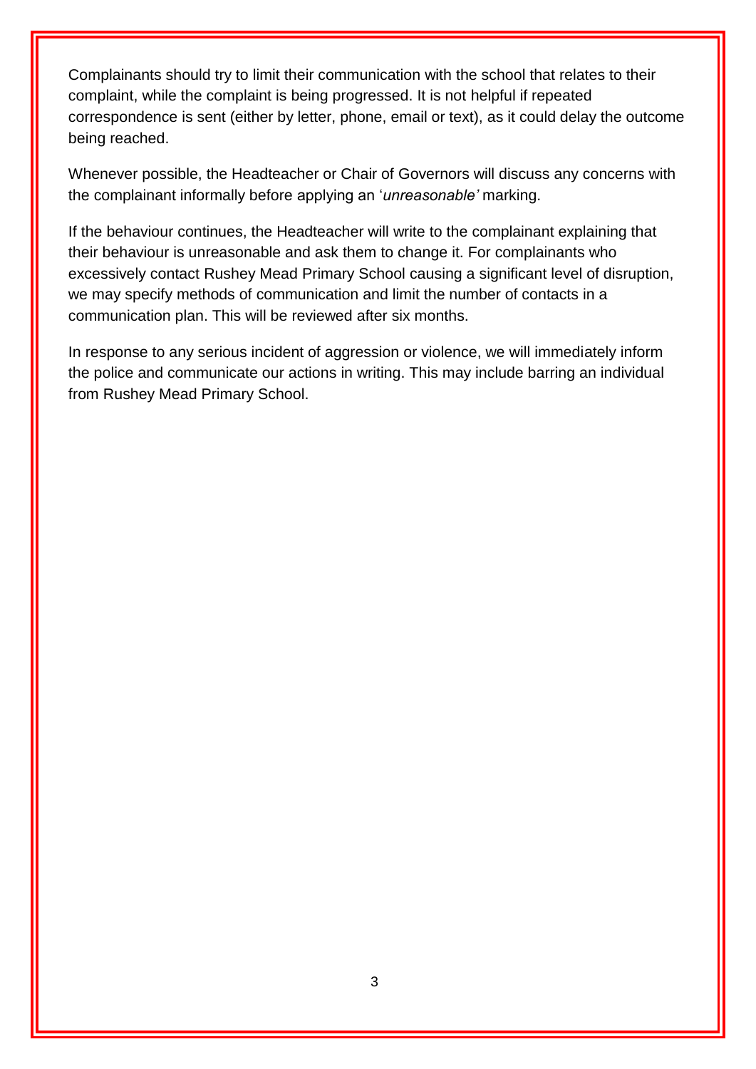Complainants should try to limit their communication with the school that relates to their complaint, while the complaint is being progressed. It is not helpful if repeated correspondence is sent (either by letter, phone, email or text), as it could delay the outcome being reached.

Whenever possible, the Headteacher or Chair of Governors will discuss any concerns with the complainant informally before applying an '*unreasonable'* marking.

If the behaviour continues, the Headteacher will write to the complainant explaining that their behaviour is unreasonable and ask them to change it. For complainants who excessively contact Rushey Mead Primary School causing a significant level of disruption, we may specify methods of communication and limit the number of contacts in a communication plan. This will be reviewed after six months.

In response to any serious incident of aggression or violence, we will immediately inform the police and communicate our actions in writing. This may include barring an individual from Rushey Mead Primary School.